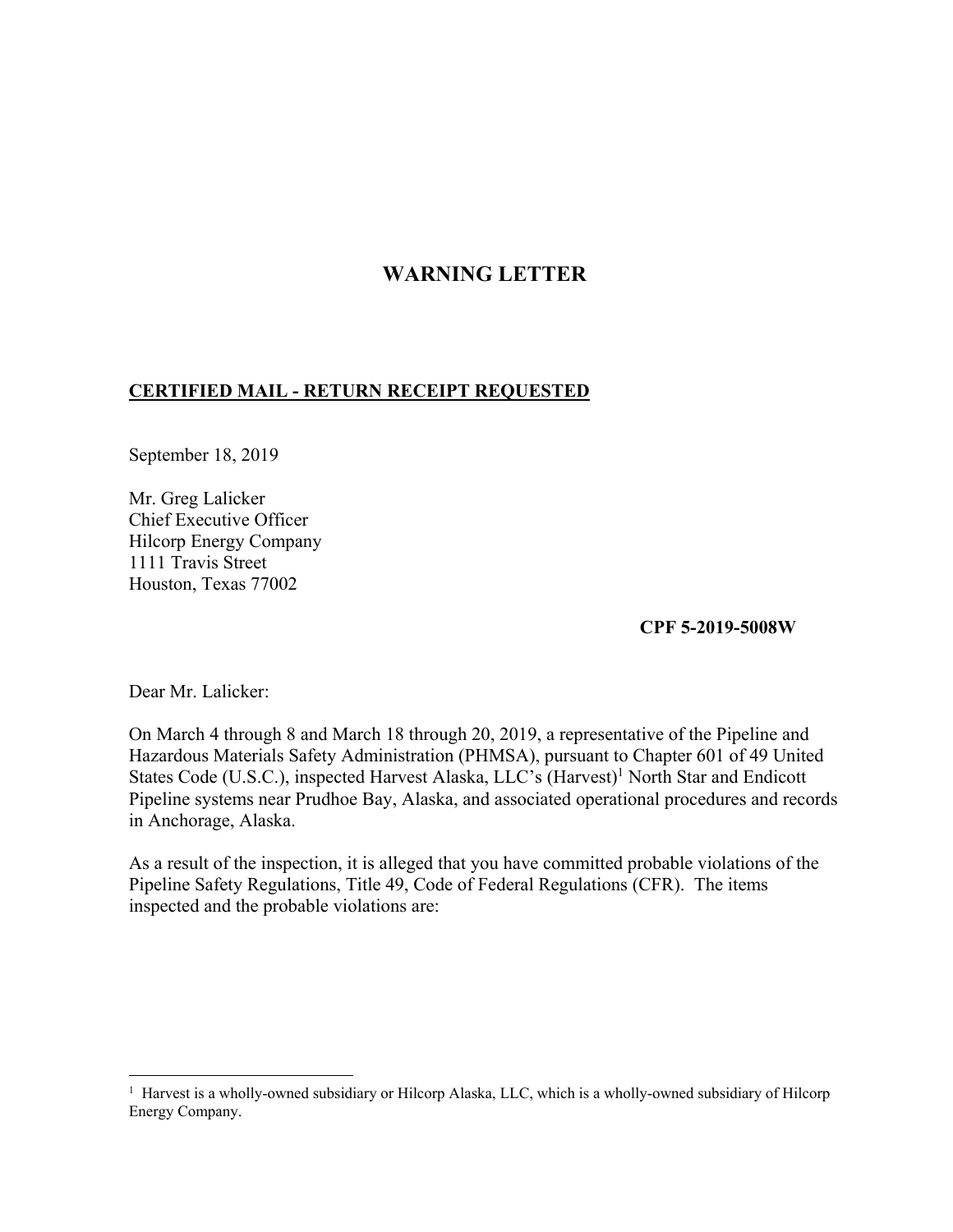# WARNING LETTER

**CERTIFIED MAIL - RETURN RECEIPT REQUESTED**

September 18, 2019

Mr. Greg Lalicker
Chief Executive Officer
Hilcorp Energy Company
1111 Travis Street
Houston, Texas 77002

**CPF 5-2019-5008W**

Dear Mr. Lalicker:

On March 4 through 8 and March 18 through 20, 2019, a representative of the Pipeline and Hazardous Materials Safety Administration (PHMSA), pursuant to Chapter 601 of 49 United States Code (U.S.C.), inspected Harvest Alaska, LLC's (Harvest)[1] North Star and Endicott Pipeline systems near Prudhoe Bay, Alaska, and associated operational procedures and records in Anchorage, Alaska.

As a result of the inspection, it is alleged that you have committed probable violations of the Pipeline Safety Regulations, Title 49, Code of Federal Regulations (CFR). The items inspected and the probable violations are:

---

[1] Harvest is a wholly-owned subsidiary or Hilcorp Alaska, LLC, which is a wholly-owned subsidiary of Hilcorp Energy Company.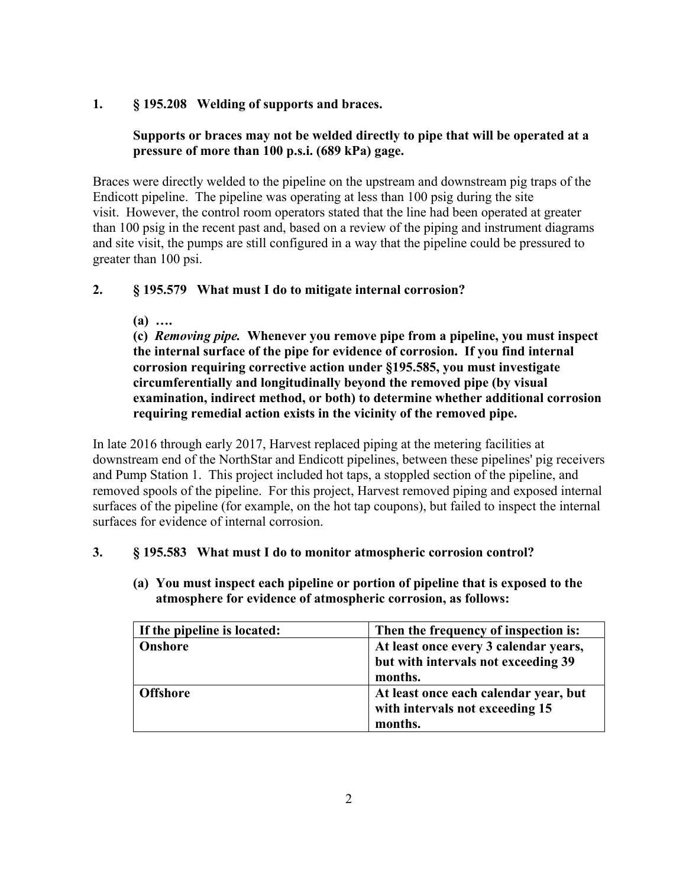**1. § 195.208 Welding of supports and braces.**

**Supports or braces may not be welded directly to pipe that will be operated at a pressure of more than 100 p.s.i. (689 kPa) gage.**

Braces were directly welded to the pipeline on the upstream and downstream pig traps of the Endicott pipeline. The pipeline was operating at less than 100 psig during the site visit. However, the control room operators stated that the line had been operated at greater than 100 psig in the recent past and, based on a review of the piping and instrument diagrams and site visit, the pumps are still configured in a way that the pipeline could be pressured to greater than 100 psi.

**2. § 195.579 What must I do to mitigate internal corrosion?**

**(a) ….**

**(c) *Removing pipe.* Whenever you remove pipe from a pipeline, you must inspect the internal surface of the pipe for evidence of corrosion. If you find internal corrosion requiring corrective action under §195.585, you must investigate circumferentially and longitudinally beyond the removed pipe (by visual examination, indirect method, or both) to determine whether additional corrosion requiring remedial action exists in the vicinity of the removed pipe.**

In late 2016 through early 2017, Harvest replaced piping at the metering facilities at downstream end of the NorthStar and Endicott pipelines, between these pipelines' pig receivers and Pump Station 1. This project included hot taps, a stoppled section of the pipeline, and removed spools of the pipeline. For this project, Harvest removed piping and exposed internal surfaces of the pipeline (for example, on the hot tap coupons), but failed to inspect the internal surfaces for evidence of internal corrosion.

**3. § 195.583 What must I do to monitor atmospheric corrosion control?**

**(a) You must inspect each pipeline or portion of pipeline that is exposed to the atmosphere for evidence of atmospheric corrosion, as follows:**

| **If the pipeline is located:** | **Then the frequency of inspection is:** |
|---|---|
| **Onshore** | **At least once every 3 calendar years, but with intervals not exceeding 39 months.** |
| **Offshore** | **At least once each calendar year, but with intervals not exceeding 15 months.** |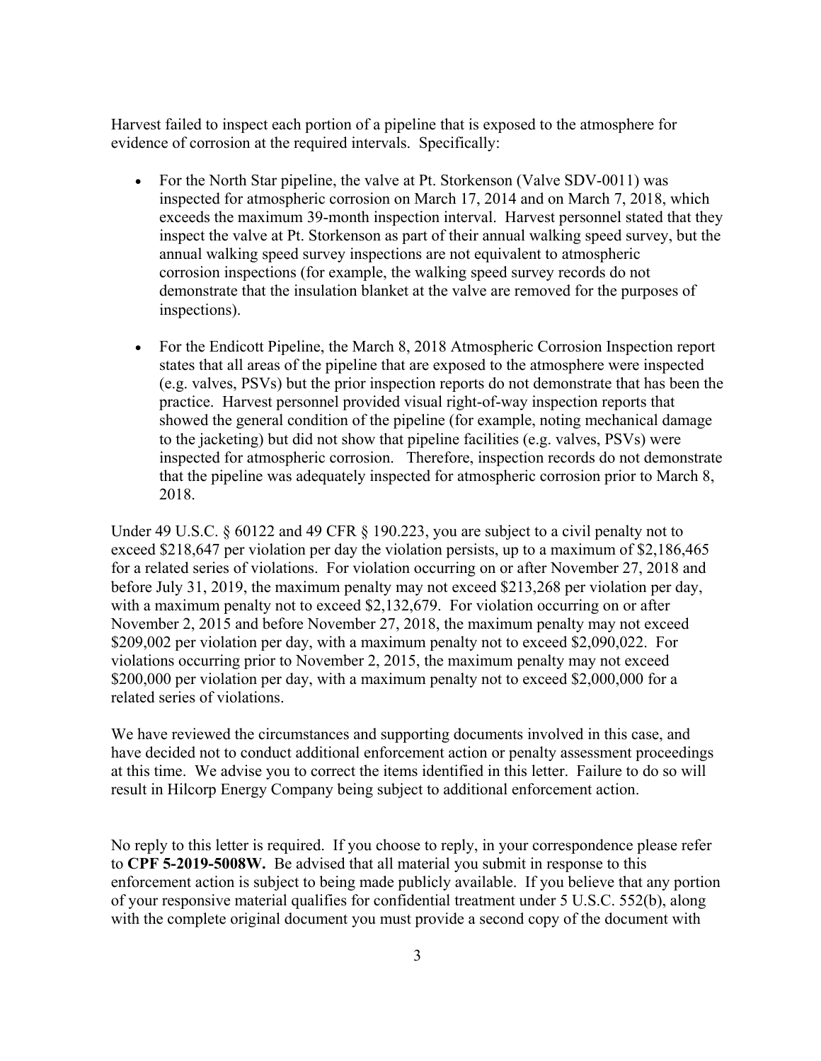Harvest failed to inspect each portion of a pipeline that is exposed to the atmosphere for evidence of corrosion at the required intervals. Specifically:

- For the North Star pipeline, the valve at Pt. Storkenson (Valve SDV-0011) was inspected for atmospheric corrosion on March 17, 2014 and on March 7, 2018, which exceeds the maximum 39-month inspection interval. Harvest personnel stated that they inspect the valve at Pt. Storkenson as part of their annual walking speed survey, but the annual walking speed survey inspections are not equivalent to atmospheric corrosion inspections (for example, the walking speed survey records do not demonstrate that the insulation blanket at the valve are removed for the purposes of inspections).

- For the Endicott Pipeline, the March 8, 2018 Atmospheric Corrosion Inspection report states that all areas of the pipeline that are exposed to the atmosphere were inspected (e.g. valves, PSVs) but the prior inspection reports do not demonstrate that has been the practice. Harvest personnel provided visual right-of-way inspection reports that showed the general condition of the pipeline (for example, noting mechanical damage to the jacketing) but did not show that pipeline facilities (e.g. valves, PSVs) were inspected for atmospheric corrosion. Therefore, inspection records do not demonstrate that the pipeline was adequately inspected for atmospheric corrosion prior to March 8, 2018.

Under 49 U.S.C. § 60122 and 49 CFR § 190.223, you are subject to a civil penalty not to exceed $218,647 per violation per day the violation persists, up to a maximum of $2,186,465 for a related series of violations. For violation occurring on or after November 27, 2018 and before July 31, 2019, the maximum penalty may not exceed $213,268 per violation per day, with a maximum penalty not to exceed $2,132,679. For violation occurring on or after November 2, 2015 and before November 27, 2018, the maximum penalty may not exceed $209,002 per violation per day, with a maximum penalty not to exceed $2,090,022. For violations occurring prior to November 2, 2015, the maximum penalty may not exceed $200,000 per violation per day, with a maximum penalty not to exceed $2,000,000 for a related series of violations.

We have reviewed the circumstances and supporting documents involved in this case, and have decided not to conduct additional enforcement action or penalty assessment proceedings at this time. We advise you to correct the items identified in this letter. Failure to do so will result in Hilcorp Energy Company being subject to additional enforcement action.

No reply to this letter is required. If you choose to reply, in your correspondence please refer to **CPF 5-2019-5008W.** Be advised that all material you submit in response to this enforcement action is subject to being made publicly available. If you believe that any portion of your responsive material qualifies for confidential treatment under 5 U.S.C. 552(b), along with the complete original document you must provide a second copy of the document with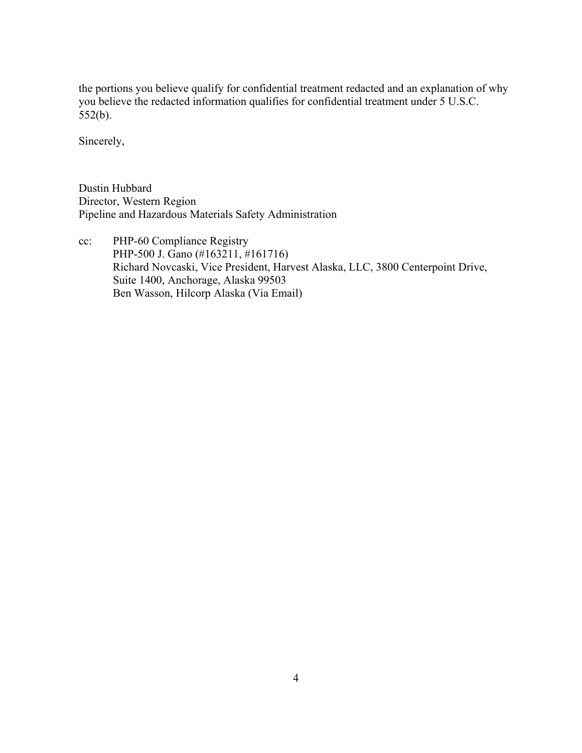the portions you believe qualify for confidential treatment redacted and an explanation of why you believe the redacted information qualifies for confidential treatment under 5 U.S.C. 552(b).

Sincerely,

Dustin Hubbard  
Director, Western Region  
Pipeline and Hazardous Materials Safety Administration

cc: PHP-60 Compliance Registry  
PHP-500 J. Gano (#163211, #161716)  
Richard Novcaski, Vice President, Harvest Alaska, LLC, 3800 Centerpoint Drive, Suite 1400, Anchorage, Alaska 99503  
Ben Wasson, Hilcorp Alaska (Via Email)